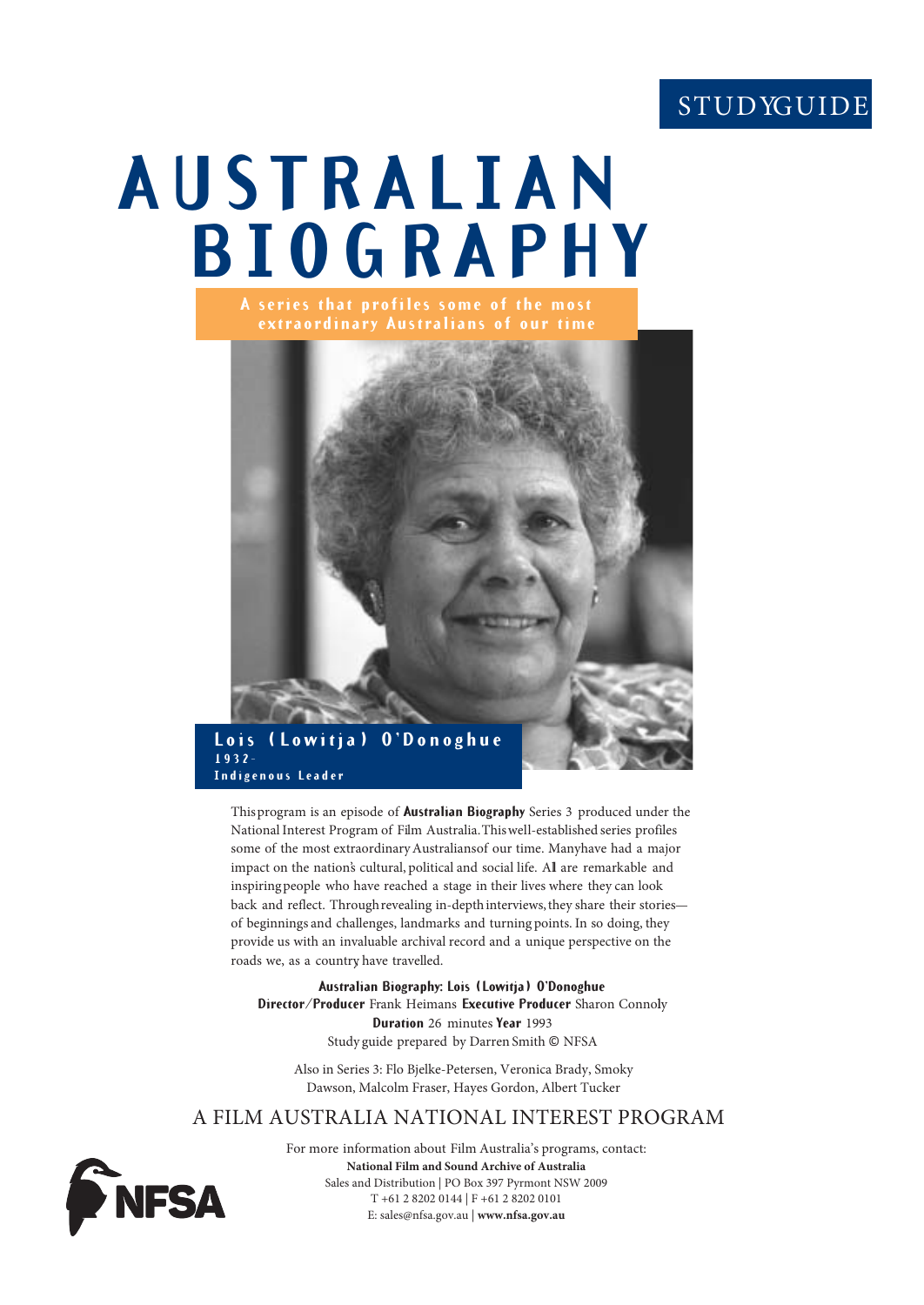STUDYGUIDE

# AUSTRALIAN BIOGRAPHY

A series that profiles some of the most extraordinary Australians of our time

## Lois (Lowitja) O'Donoghue

1932-

Indigenous Leader

This program is an episode of **Australian Biography** Series 3 produced under the National Interest Program of Film Australia. This well-established series profiles some of the most extraordinary Australians of our time. Many have had a major impact on the nation's cultural, political and social life. All are remarkable and inspiring people who have reached a stage in their lives where they can look back and reflect. Through revealing in-depth interviews, they share their stories—of beginnings and challenges, landmarks and turning points. In so doing, they provide us with an invaluable archival record and a unique perspective on the roads we, as a country have travelled.

**Australian Biography: Lois (Lowitja) O'Donoghue**
**Director/Producer** Frank Heimans **Executive Producer** Sharon Connoly
**Duration** 26 minutes **Year** 1993
Study guide prepared by Darren Smith © NFSA

Also in Series 3: Flo Bjelke-Petersen, Veronica Brady, Smoky Dawson, Malcolm Fraser, Hayes Gordon, Albert Tucker

A FILM AUSTRALIA NATIONAL INTEREST PROGRAM

For more information about Film Australia's programs, contact:
**National Film and Sound Archive of Australia**
Sales and Distribution | PO Box 397 Pyrmont NSW 2009
T +61 2 8202 0144 | F +61 2 8202 0101
E: sales@nfsa.gov.au | **www.nfsa.gov.au**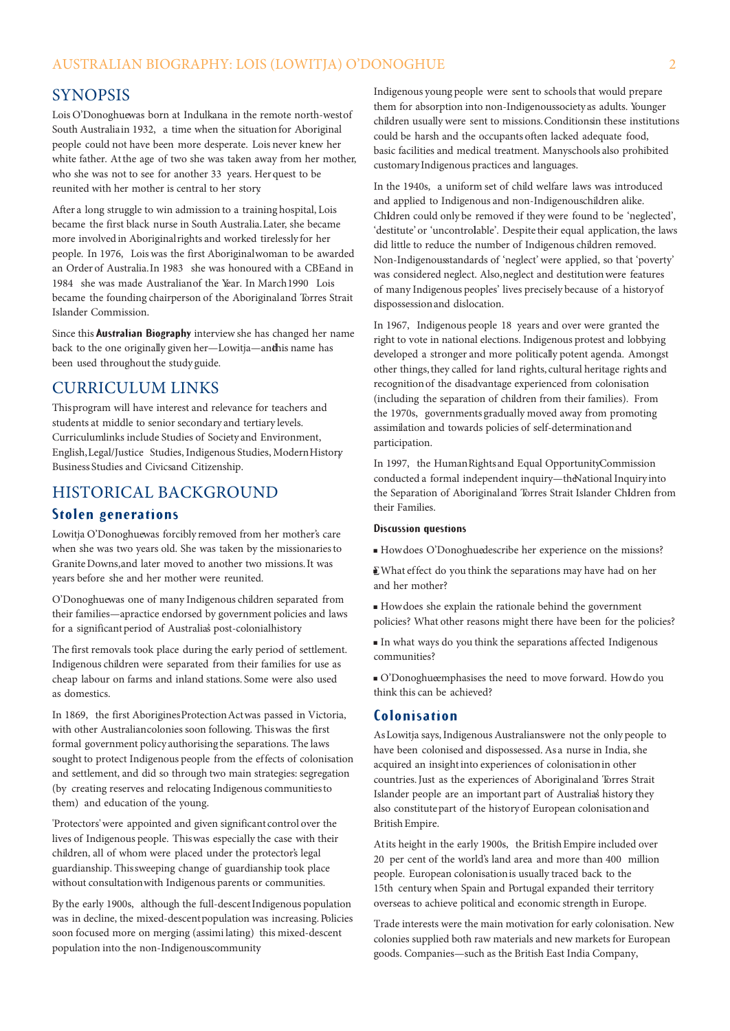## SYNOPSIS

Lois O'Donoghue was born at Indulkana in the remote north-west of South Australia in 1932, a time when the situation for Aboriginal people could not have been more desperate. Lois never knew her white father. At the age of two she was taken away from her mother, who she was not to see for another 33 years. Her quest to be reunited with her mother is central to her story.

After a long struggle to win admission to a training hospital, Lois became the first black nurse in South Australia. Later, she became more involved in Aboriginal rights and worked tirelessly for her people. In 1976, Lois was the first Aboriginal woman to be awarded an Order of Australia. In 1983 she was honoured with a CBE and in 1984 she was made Australian of the Year. In March 1990 Lois became the founding chairperson of the Aboriginal and Torres Strait Islander Commission.

Since this **Australian Biography** interview she has changed her name back to the one originally given her—Lowitja—and this name has been used throughout the study guide.

## CURRICULUM LINKS

This program will have interest and relevance for teachers and students at middle to senior secondary and tertiary levels. Curriculum links include Studies of Society and Environment, English, Legal/Justice Studies, Indigenous Studies, Modern History, Business Studies and Civics and Citizenship.

## HISTORICAL BACKGROUND

### Stolen generations

Lowitja O'Donoghue was forcibly removed from her mother's care when she was two years old. She was taken by the missionaries to Granite Downs, and later moved to another two missions. It was years before she and her mother were reunited.

O'Donoghue was one of many Indigenous children separated from their families—a practice endorsed by government policies and laws for a significant period of Australia's post-colonial history.

The first removals took place during the early period of settlement. Indigenous children were separated from their families for use as cheap labour on farms and inland stations. Some were also used as domestics.

In 1869, the first Aborigines Protection Act was passed in Victoria, with other Australian colonies soon following. This was the first formal government policy authorising the separations. The laws sought to protect Indigenous people from the effects of colonisation and settlement, and did so through two main strategies: segregation (by creating reserves and relocating Indigenous communities to them) and education of the young.

'Protectors' were appointed and given significant control over the lives of Indigenous people. This was especially the case with their children, all of whom were placed under the protector's legal guardianship. This sweeping change of guardianship took place without consultation with Indigenous parents or communities.

By the early 1900s, although the full-descent Indigenous population was in decline, the mixed-descent population was increasing. Policies soon focused more on merging (assimilating) this mixed-descent population into the non-Indigenous community.

Indigenous young people were sent to schools that would prepare them for absorption into non-Indigenous society as adults. Younger children usually were sent to missions. Conditions in these institutions could be harsh and the occupants often lacked adequate food, basic facilities and medical treatment. Many schools also prohibited customary Indigenous practices and languages.

In the 1940s, a uniform set of child welfare laws was introduced and applied to Indigenous and non-Indigenous children alike. Children could only be removed if they were found to be 'neglected', 'destitute' or 'uncontrollable'. Despite their equal application, the laws did little to reduce the number of Indigenous children removed. Non-Indigenous standards of 'neglect' were applied, so that 'poverty' was considered neglect. Also, neglect and destitution were features of many Indigenous peoples' lives precisely because of a history of dispossession and dislocation.

In 1967, Indigenous people 18 years and over were granted the right to vote in national elections. Indigenous protest and lobbying developed a stronger and more politically potent agenda. Amongst other things, they called for land rights, cultural heritage rights and recognition of the disadvantage experienced from colonisation (including the separation of children from their families). From the 1970s, governments gradually moved away from promoting assimilation and towards policies of self-determination and participation.

In 1997, the Human Rights and Equal Opportunity Commission conducted a formal independent inquiry—the National Inquiry into the Separation of Aboriginal and Torres Strait Islander Children from their Families.

#### Discussion questions

- How does O'Donoghue describe her experience on the missions?
- What effect do you think the separations may have had on her and her mother?
- How does she explain the rationale behind the government policies? What other reasons might there have been for the policies?
- In what ways do you think the separations affected Indigenous communities?
- O'Donoghue emphasises the need to move forward. How do you think this can be achieved?

### Colonisation

As Lowitja says, Indigenous Australians were not the only people to have been colonised and dispossessed. As a nurse in India, she acquired an insight into experiences of colonisation in other countries. Just as the experiences of Aboriginal and Torres Strait Islander people are an important part of Australia's history they also constitute part of the history of European colonisation and British Empire.

At its height in the early 1900s, the British Empire included over 20 per cent of the world's land area and more than 400 million people. European colonisation is usually traced back to the 15th century when Spain and Portugal expanded their territory overseas to achieve political and economic strength in Europe.

Trade interests were the main motivation for early colonisation. New colonies supplied both raw materials and new markets for European goods. Companies—such as the British East India Company,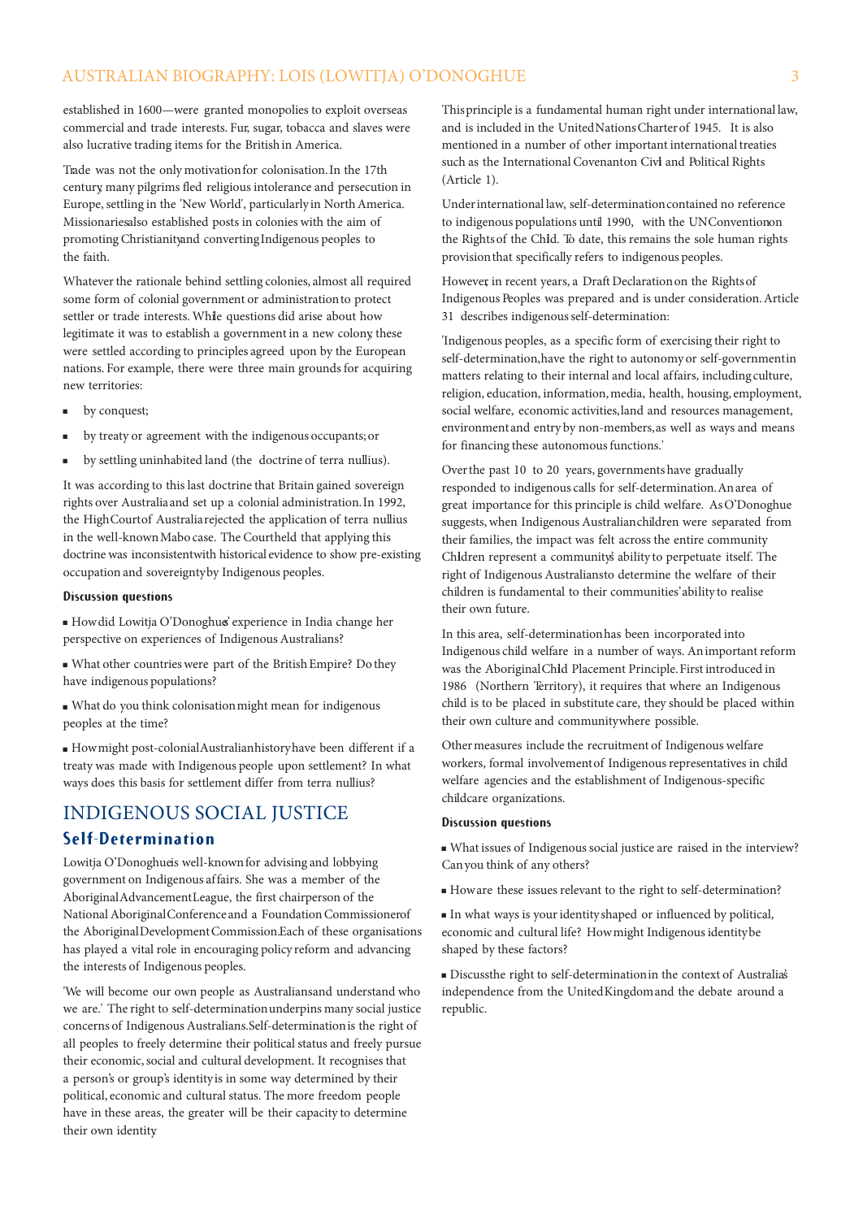established in 1600—were granted monopolies to exploit overseas commercial and trade interests. Fur, sugar, tobacco and slaves were also lucrative trading items for the British in America.

Trade was not the only motivation for colonisation. In the 17th century many pilgrims fled religious intolerance and persecution in Europe, settling in the 'New World', particularly in North America. Missionaries also established posts in colonies with the aim of promoting Christianity and converting Indigenous peoples to the faith.

Whatever the rationale behind settling colonies, almost all required some form of colonial government or administration to protect settler or trade interests. While questions did arise about how legitimate it was to establish a government in a new colony, these were settled according to principles agreed upon by the European nations. For example, there were three main grounds for acquiring new territories:

- by conquest;
- by treaty or agreement with the indigenous occupants; or
- by settling uninhabited land (the doctrine of terra nullius).

It was according to this last doctrine that Britain gained sovereign rights over Australia and set up a colonial administration. In 1992, the High Court of Australia rejected the application of terra nullius in the well-known Mabo case. The Court held that applying this doctrine was inconsistent with historical evidence to show pre-existing occupation and sovereignty by Indigenous peoples.

**Discussion questions**

- How did Lowitja O'Donoghue's experience in India change her perspective on experiences of Indigenous Australians?
- What other countries were part of the British Empire? Do they have indigenous populations?
- What do you think colonisation might mean for indigenous peoples at the time?
- How might post-colonial Australian history have been different if a treaty was made with Indigenous people upon settlement? In what ways does this basis for settlement differ from terra nullius?

# INDIGENOUS SOCIAL JUSTICE

## Self-Determination

Lowitja O'Donoghue is well-known for advising and lobbying government on Indigenous affairs. She was a member of the Aboriginal Advancement League, the first chairperson of the National Aboriginal Conference and a Foundation Commissioner of the Aboriginal Development Commission. Each of these organisations has played a vital role in encouraging policy reform and advancing the interests of Indigenous peoples.

'We will become our own people as Australians and understand who we are.' The right to self-determination underpins many social justice concerns of Indigenous Australians. Self-determination is the right of all peoples to freely determine their political status and freely pursue their economic, social and cultural development. It recognises that a person's or group's identity is in some way determined by their political, economic and cultural status. The more freedom people have in these areas, the greater will be their capacity to determine their own identity

This principle is a fundamental human right under international law, and is included in the United Nations Charter of 1945. It is also mentioned in a number of other important international treaties such as the International Covenant on Civil and Political Rights (Article 1).

Under international law, self-determination contained no reference to indigenous populations until 1990, with the UN Convention on the Rights of the Child. To date, this remains the sole human rights provision that specifically refers to indigenous peoples.

However, in recent years, a Draft Declaration on the Rights of Indigenous Peoples was prepared and is under consideration. Article 31 describes indigenous self-determination:

'Indigenous peoples, as a specific form of exercising their right to self-determination, have the right to autonomy or self-government in matters relating to their internal and local affairs, including culture, religion, education, information, media, health, housing, employment, social welfare, economic activities, land and resources management, environment and entry by non-members, as well as ways and means for financing these autonomous functions.'

Over the past 10 to 20 years, governments have gradually responded to indigenous calls for self-determination. An area of great importance for this principle is child welfare. As O'Donoghue suggests, when Indigenous Australian children were separated from their families, the impact was felt across the entire community. Children represent a community's ability to perpetuate itself. The right of Indigenous Australians to determine the welfare of their children is fundamental to their communities' ability to realise their own future.

In this area, self-determination has been incorporated into Indigenous child welfare in a number of ways. An important reform was the Aboriginal Child Placement Principle. First introduced in 1986 (Northern Territory), it requires that where an Indigenous child is to be placed in substitute care, they should be placed within their own culture and community where possible.

Other measures include the recruitment of Indigenous welfare workers, formal involvement of Indigenous representatives in child welfare agencies and the establishment of Indigenous-specific childcare organizations.

**Discussion questions**

- What issues of Indigenous social justice are raised in the interview? Can you think of any others?
- How are these issues relevant to the right to self-determination?
- In what ways is your identity shaped or influenced by political, economic and cultural life? How might Indigenous identity be shaped by these factors?
- Discuss the right to self-determination in the context of Australia's independence from the United Kingdom and the debate around a republic.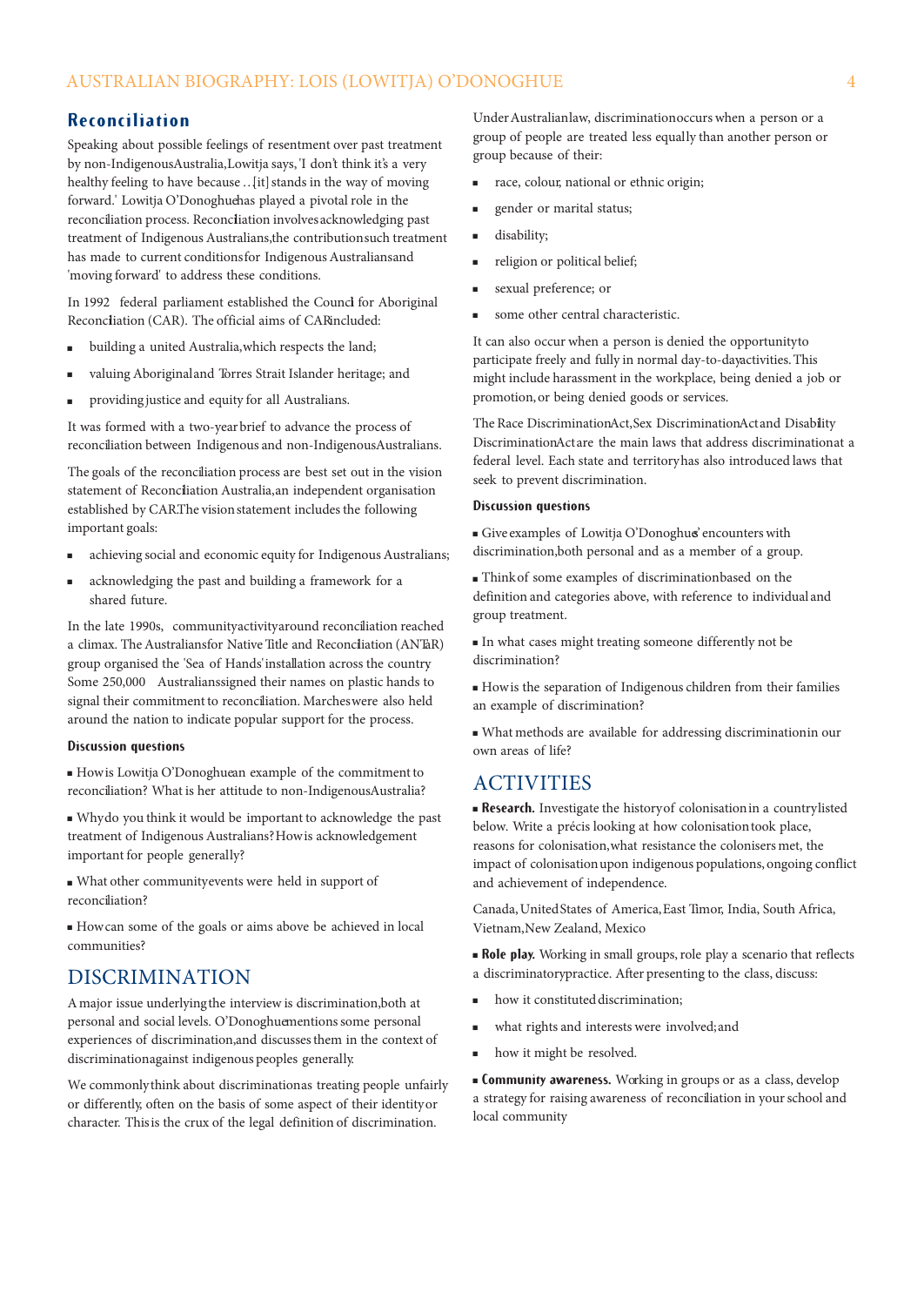## Reconciliation

Speaking about possible feelings of resentment over past treatment by non-Indigenous Australia, Lowitja says, 'I don't think it's a very healthy feeling to have because …[it] stands in the way of moving forward.' Lowitja O'Donoghue has played a pivotal role in the reconciliation process. Reconciliation involves acknowledging past treatment of Indigenous Australians, the contribution such treatment has made to current conditions for Indigenous Australians and 'moving forward' to address these conditions.

In 1992 federal parliament established the Council for Aboriginal Reconciliation (CAR). The official aims of CAR included:

- building a united Australia, which respects the land;
- valuing Aboriginal and Torres Strait Islander heritage; and
- providing justice and equity for all Australians.

It was formed with a two-year brief to advance the process of reconciliation between Indigenous and non-Indigenous Australians.

The goals of the reconciliation process are best set out in the vision statement of Reconciliation Australia, an independent organisation established by CAR. The vision statement includes the following important goals:

- achieving social and economic equity for Indigenous Australians;
- acknowledging the past and building a framework for a shared future.

In the late 1990s, community activity around reconciliation reached a climax. The Australians for Native Title and Reconciliation (ANTaR) group organised the 'Sea of Hands' installation across the country. Some 250,000 Australians signed their names on plastic hands to signal their commitment to reconciliation. Marches were also held around the nation to indicate popular support for the process.

**Discussion questions**

- How is Lowitja O'Donoghue an example of the commitment to reconciliation? What is her attitude to non-Indigenous Australia?
- Why do you think it would be important to acknowledge the past treatment of Indigenous Australians? How is acknowledgement important for people generally?
- What other community events were held in support of reconciliation?
- How can some of the goals or aims above be achieved in local communities?

# DISCRIMINATION

A major issue underlying the interview is discrimination, both at personal and social levels. O'Donoghue mentions some personal experiences of discrimination, and discusses them in the context of discrimination against indigenous peoples generally.

We commonly think about discrimination as treating people unfairly or differently, often on the basis of some aspect of their identity or character. This is the crux of the legal definition of discrimination.

Under Australian law, discrimination occurs when a person or a group of people are treated less equally than another person or group because of their:

- race, colour, national or ethnic origin;
- gender or marital status;
- disability;
- religion or political belief;
- sexual preference; or
- some other central characteristic.

It can also occur when a person is denied the opportunity to participate freely and fully in normal day-to-day activities. This might include harassment in the workplace, being denied a job or promotion, or being denied goods or services.

The Race Discrimination Act, Sex Discrimination Act and Disability Discrimination Act are the main laws that address discrimination at a federal level. Each state and territory has also introduced laws that seek to prevent discrimination.

**Discussion questions**

- Give examples of Lowitja O'Donoghue's encounters with discrimination, both personal and as a member of a group.
- Think of some examples of discrimination based on the definition and categories above, with reference to individual and group treatment.
- In what cases might treating someone differently not be discrimination?
- How is the separation of Indigenous children from their families an example of discrimination?
- What methods are available for addressing discrimination in our own areas of life?

# ACTIVITIES

- **Research.** Investigate the history of colonisation in a country listed below. Write a précis looking at how colonisation took place, reasons for colonisation, what resistance the colonisers met, the impact of colonisation upon indigenous populations, ongoing conflict and achievement of independence.

Canada, United States of America, East Timor, India, South Africa, Vietnam, New Zealand, Mexico

- **Role play.** Working in small groups, role play a scenario that reflects a discriminatory practice. After presenting to the class, discuss:
  - how it constituted discrimination;
  - what rights and interests were involved; and
  - how it might be resolved.

- **Community awareness.** Working in groups or as a class, develop a strategy for raising awareness of reconciliation in your school and local community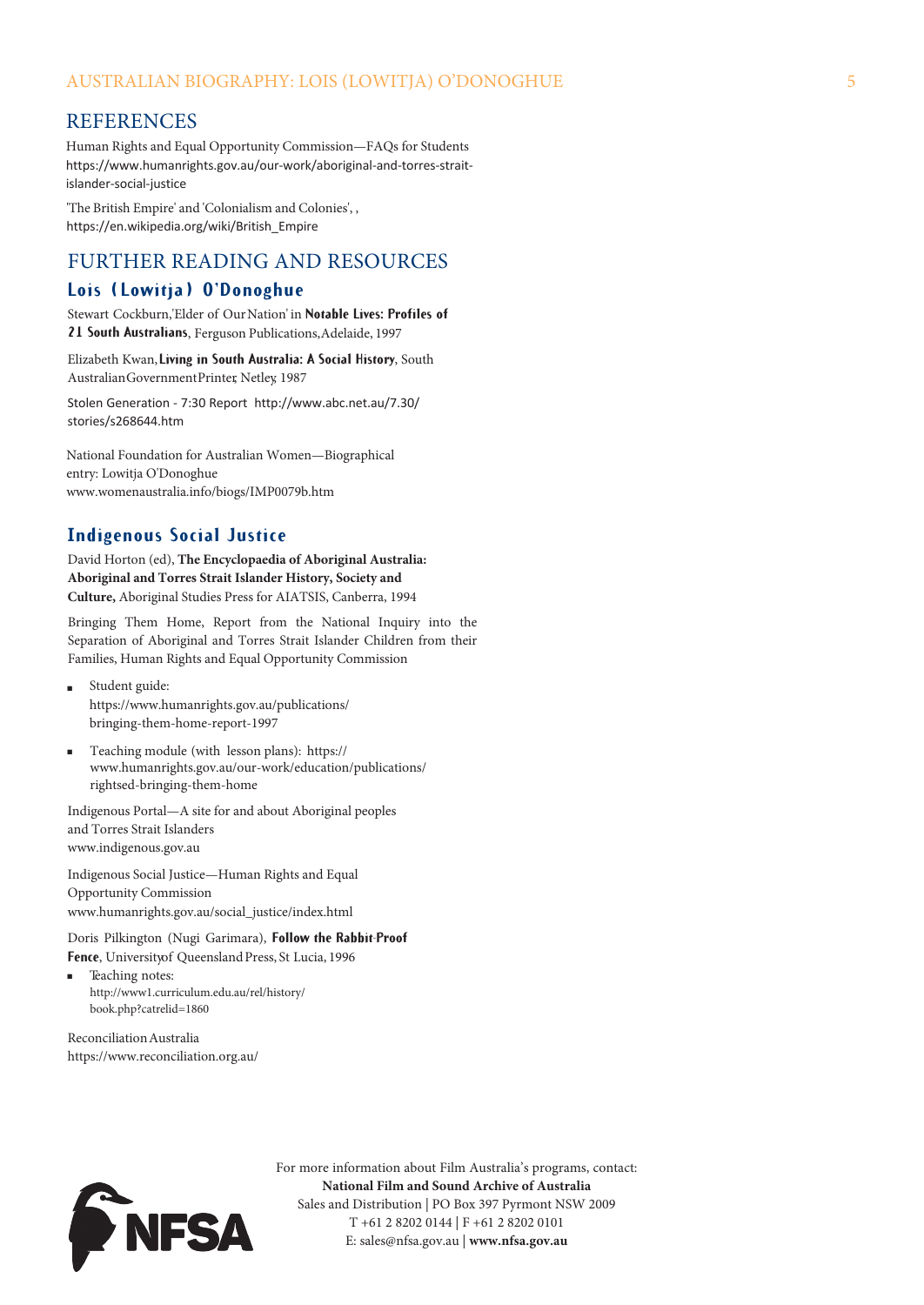## REFERENCES

Human Rights and Equal Opportunity Commission—FAQs for Students
https://www.humanrights.gov.au/our-work/aboriginal-and-torres-strait-islander-social-justice

'The British Empire' and 'Colonialism and Colonies', ,
https://en.wikipedia.org/wiki/British_Empire

## FURTHER READING AND RESOURCES

### Lois (Lowitja) O'Donoghue

Stewart Cockburn,'Elder of Our Nation' in **Notable Lives: Profiles of 21 South Australians**, Ferguson Publications, Adelaide, 1997

Elizabeth Kwan, **Living in South Australia: A Social History**, South Australian Government Printer, Netley, 1987

Stolen Generation - 7:30 Report http://www.abc.net.au/7.30/stories/s268644.htm

National Foundation for Australian Women—Biographical entry: Lowitja O'Donoghue
www.womenaustralia.info/biogs/IMP0079b.htm

### Indigenous Social Justice

David Horton (ed), **The Encyclopaedia of Aboriginal Australia: Aboriginal and Torres Strait Islander History, Society and Culture,** Aboriginal Studies Press for AIATSIS, Canberra, 1994

Bringing Them Home, Report from the National Inquiry into the Separation of Aboriginal and Torres Strait Islander Children from their Families, Human Rights and Equal Opportunity Commission

- Student guide: https://www.humanrights.gov.au/publications/bringing-them-home-report-1997
- Teaching module (with lesson plans): https://www.humanrights.gov.au/our-work/education/publications/rightsed-bringing-them-home

Indigenous Portal—A site for and about Aboriginal peoples and Torres Strait Islanders
www.indigenous.gov.au

Indigenous Social Justice—Human Rights and Equal Opportunity Commission
www.humanrights.gov.au/social_justice/index.html

Doris Pilkington (Nugi Garimara), **Follow the Rabbit-Proof Fence**, University of Queensland Press, St Lucia, 1996

- Teaching notes: http://www1.curriculum.edu.au/rel/history/book.php?catrelid=1860

Reconciliation Australia
https://www.reconciliation.org.au/

For more information about Film Australia's programs, contact:
**National Film and Sound Archive of Australia**
Sales and Distribution | PO Box 397 Pyrmont NSW 2009
T +61 2 8202 0144 | F +61 2 8202 0101
E: sales@nfsa.gov.au | **www.nfsa.gov.au**